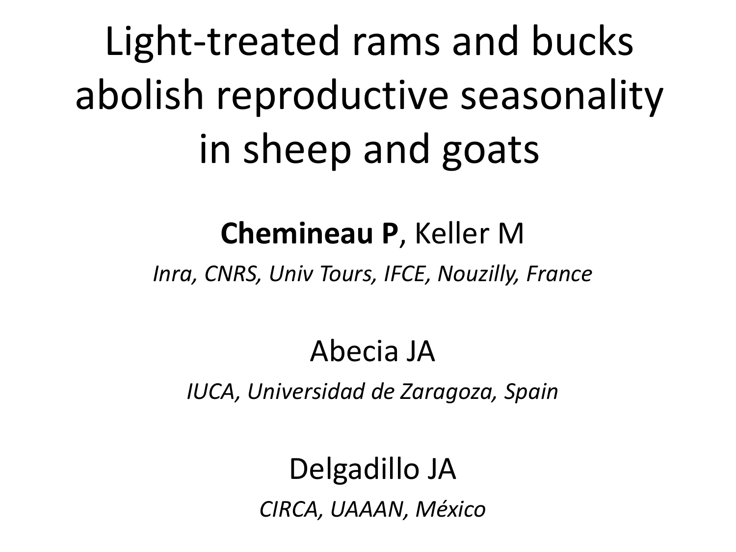# Light-treated rams and bucks abolish reproductive seasonality in sheep and goats

**Chemineau P**, Keller M

*Inra, CNRS, Univ Tours, IFCE, Nouzilly, France*

Abecia JA

*IUCA, Universidad de Zaragoza, Spain*

Delgadillo JA

*CIRCA, UAAAN, México*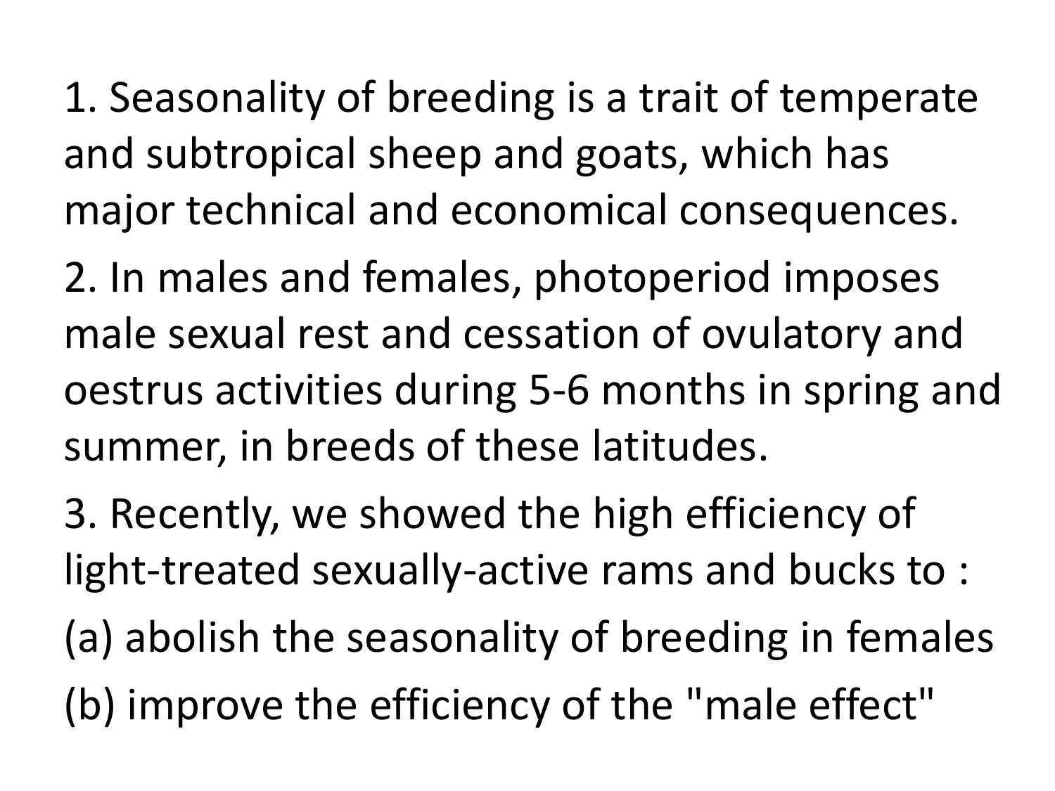1. Seasonality of breeding is a trait of temperate and subtropical sheep and goats, which has major technical and economical consequences.

2. In males and females, photoperiod imposes male sexual rest and cessation of ovulatory and oestrus activities during 5-6 months in spring and summer, in breeds of these latitudes.

3. Recently, we showed the high efficiency of light-treated sexually-active rams and bucks to :

(a) abolish the seasonality of breeding in females

(b) improve the efficiency of the "male effect"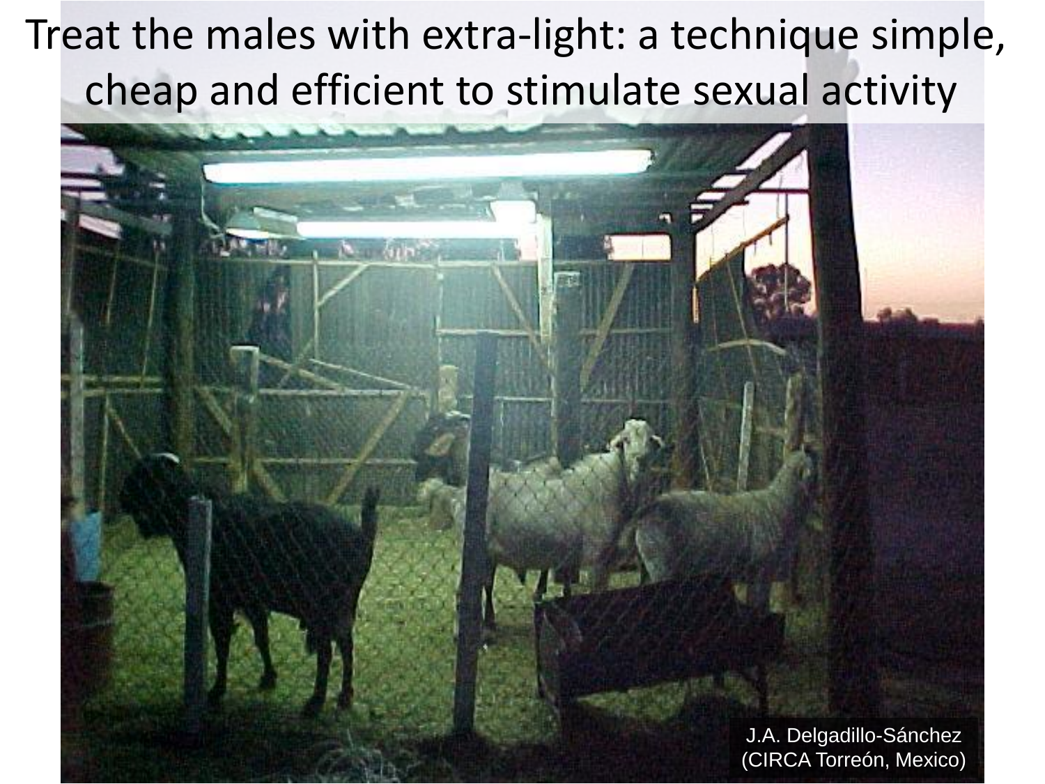# Treat the males with extra-light: a technique simple, cheap and efficient to stimulate sexual activity

J.A. Delgadillo-Sánchez (CIRCA Torreón, Mexico)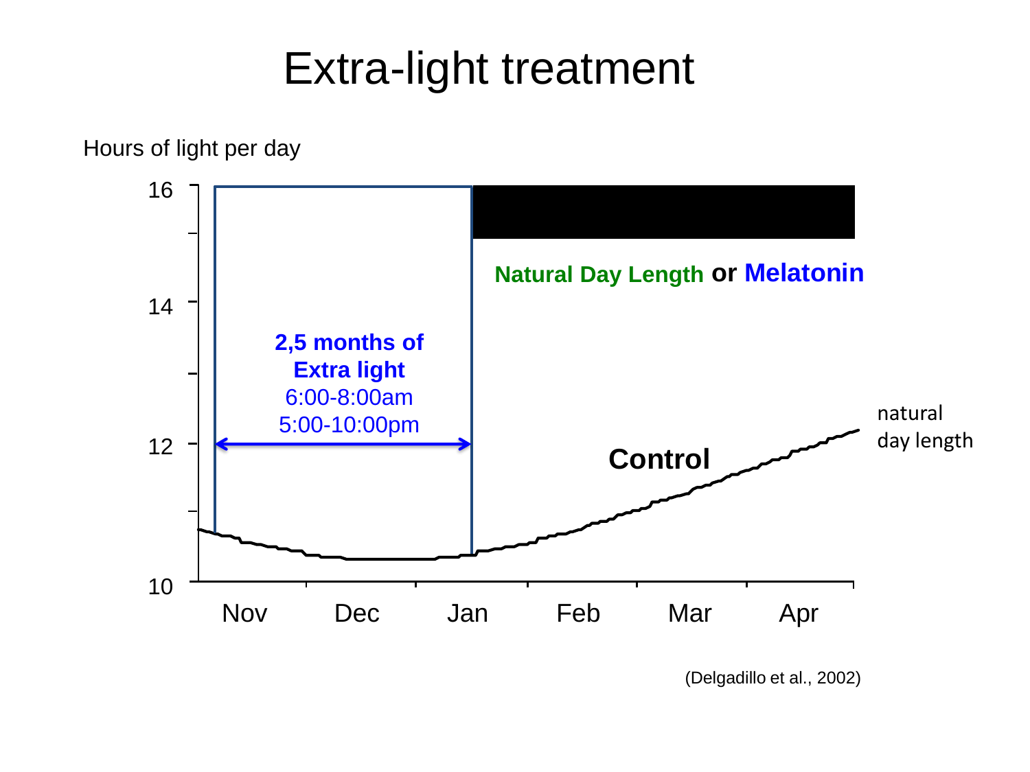# Extra-light treatment

Hours of light per day

16

14

12

10

Nov Dec Jan Feb Mar Apr

**2,5 months of Extra light**
6:00-8:00am
5:00-10:00pm

**Natural Day Length or Melatonin**

**Control**

natural day length

(Delgadillo et al., 2002)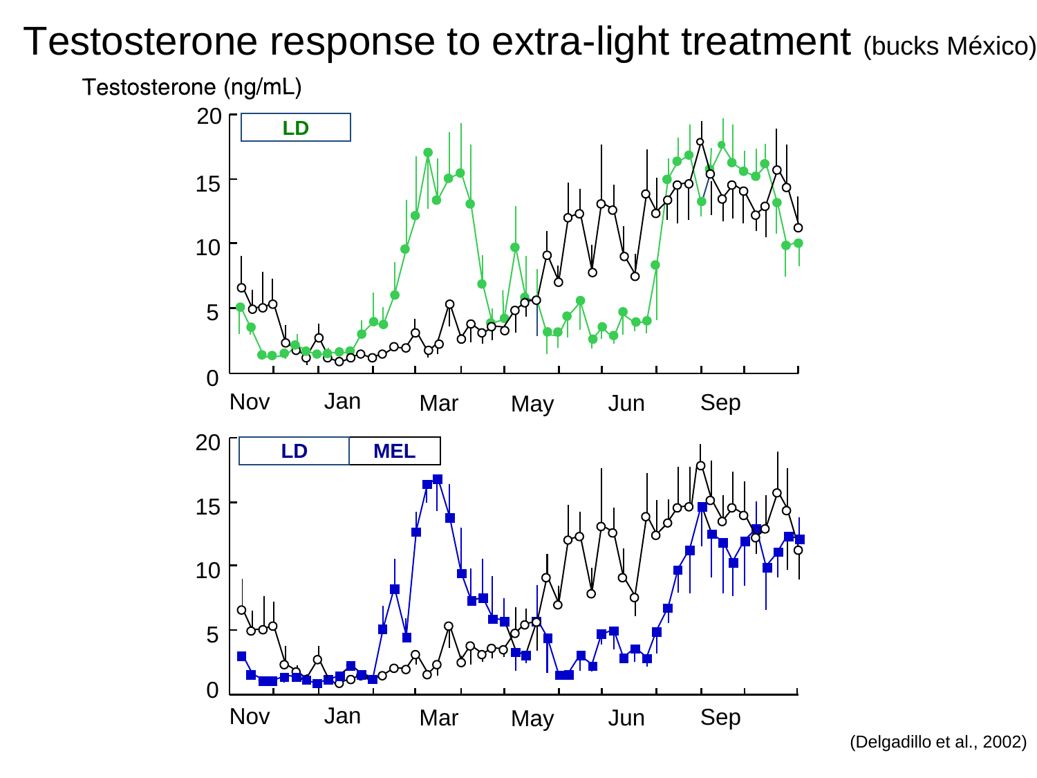# Testosterone response to extra-light treatment (bucks México)

Testosterone (ng/mL)

LD

Nov Jan Mar May Jun Sep

LD MEL

Nov Jan Mar May Jun Sep

(Delgadillo et al., 2002)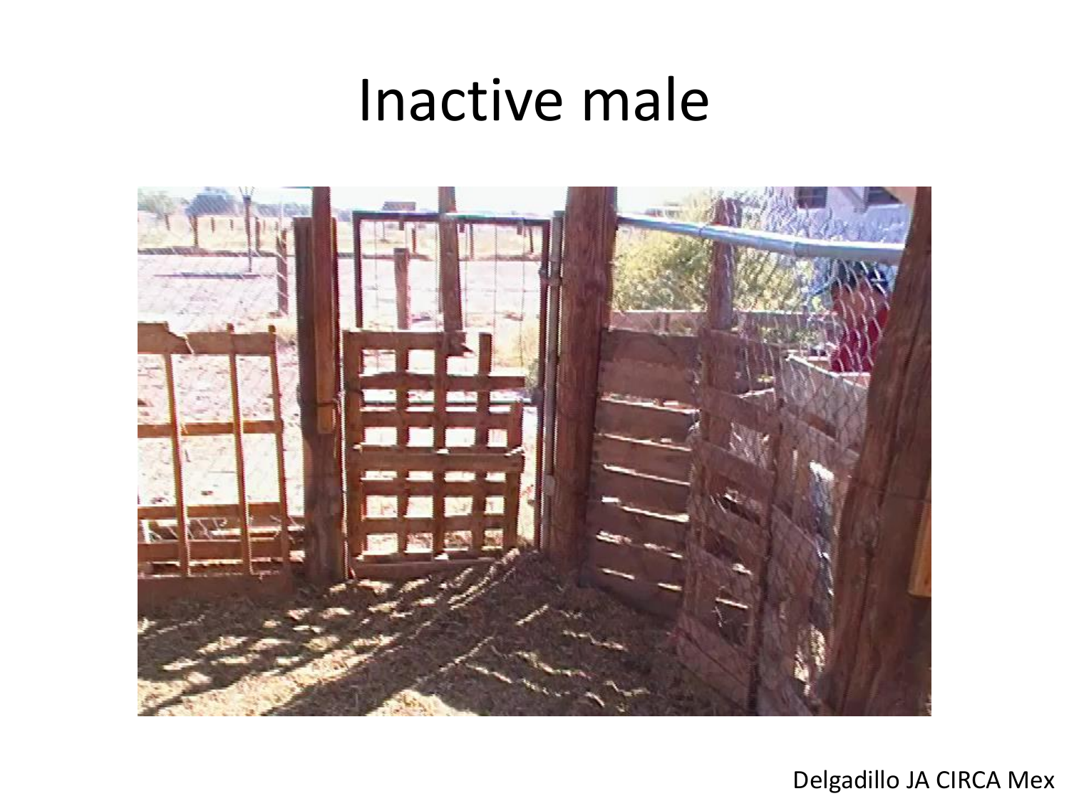# Inactive male

Delgadillo JA CIRCA Mex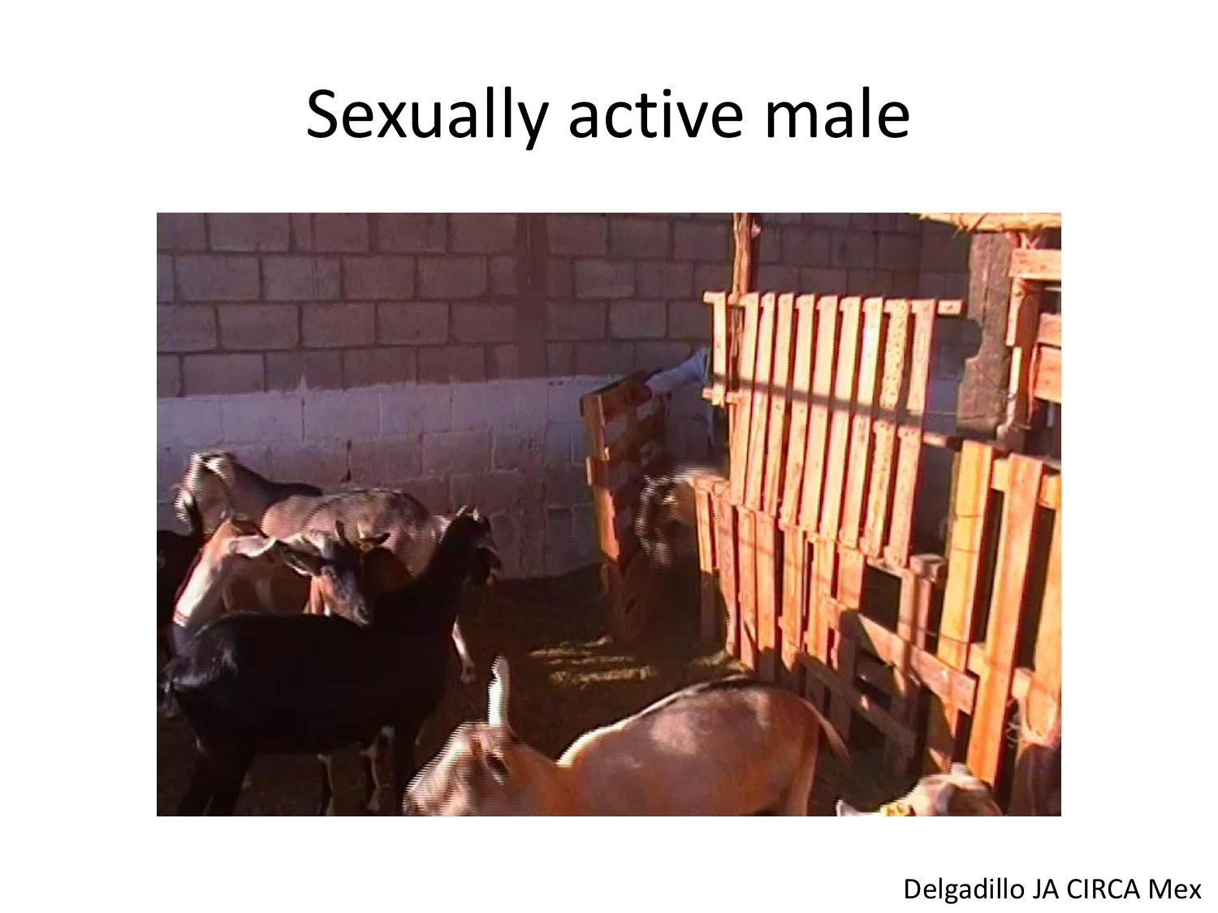# Sexually active male

Delgadillo JA CIRCA Mex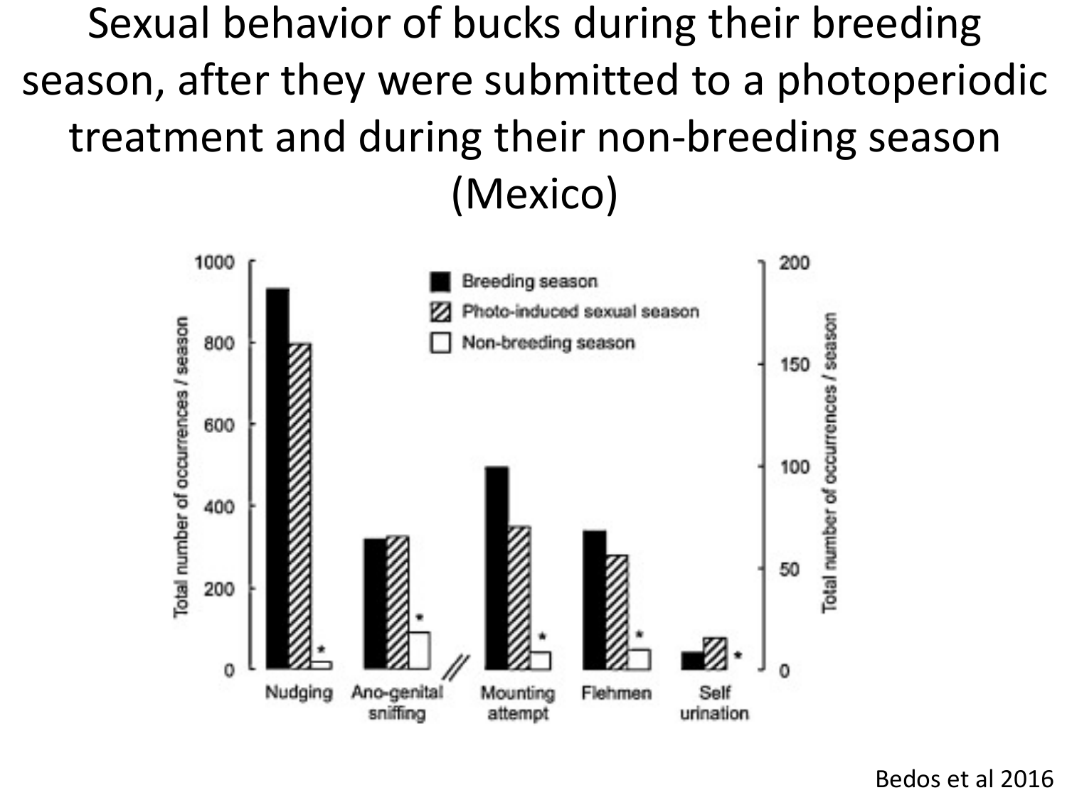# Sexual behavior of bucks during their breeding season, after they were submitted to a photoperiodic treatment and during their non-breeding season (Mexico)

Bedos et al 2016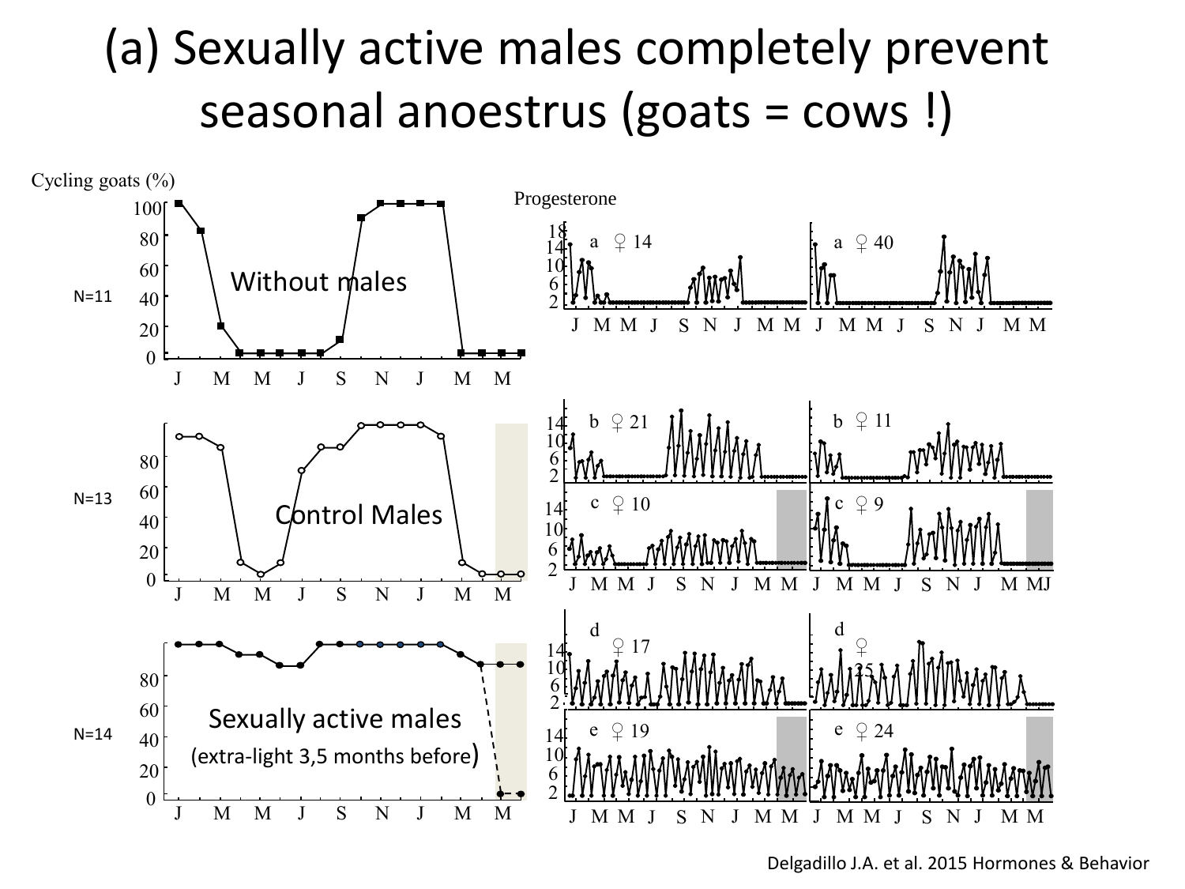# (a) Sexually active males completely prevent seasonal anoestrus (goats = cows !)

Cycling goats (%)

Progesterone

N=11

Without males

N=13

Control Males

N=14

Sexually active males (extra-light 3,5 months before)

Delgadillo J.A. et al. 2015 Hormones & Behavior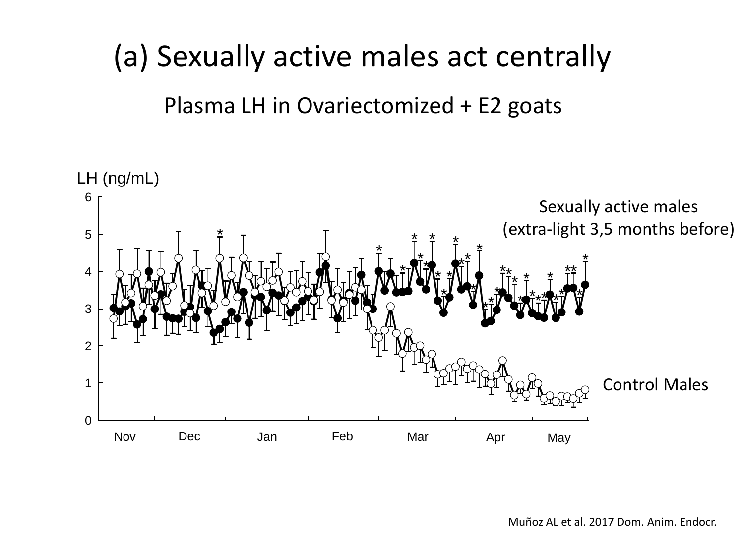# (a) Sexually active males act centrally

## Plasma LH in Ovariectomized + E2 goats

LH (ng/mL)

Sexually active males (extra-light 3,5 months before)

Control Males

Nov Dec Jan Feb Mar Apr May

Muñoz AL et al. 2017 Dom. Anim. Endocr.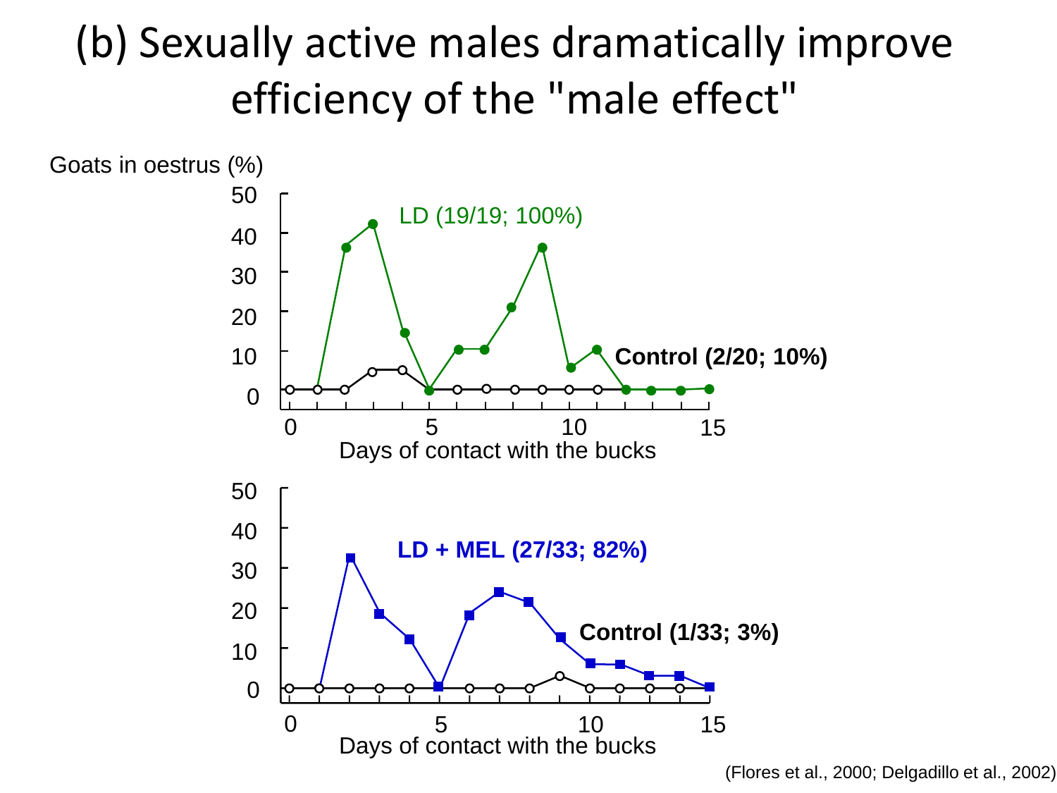# (b) Sexually active males dramatically improve efficiency of the "male effect"

Goats in oestrus (%)

LD (19/19; 100%)

Control (2/20; 10%)

Days of contact with the bucks

LD + MEL (27/33; 82%)

Control (1/33; 3%)

Days of contact with the bucks

(Flores et al., 2000; Delgadillo et al., 2002)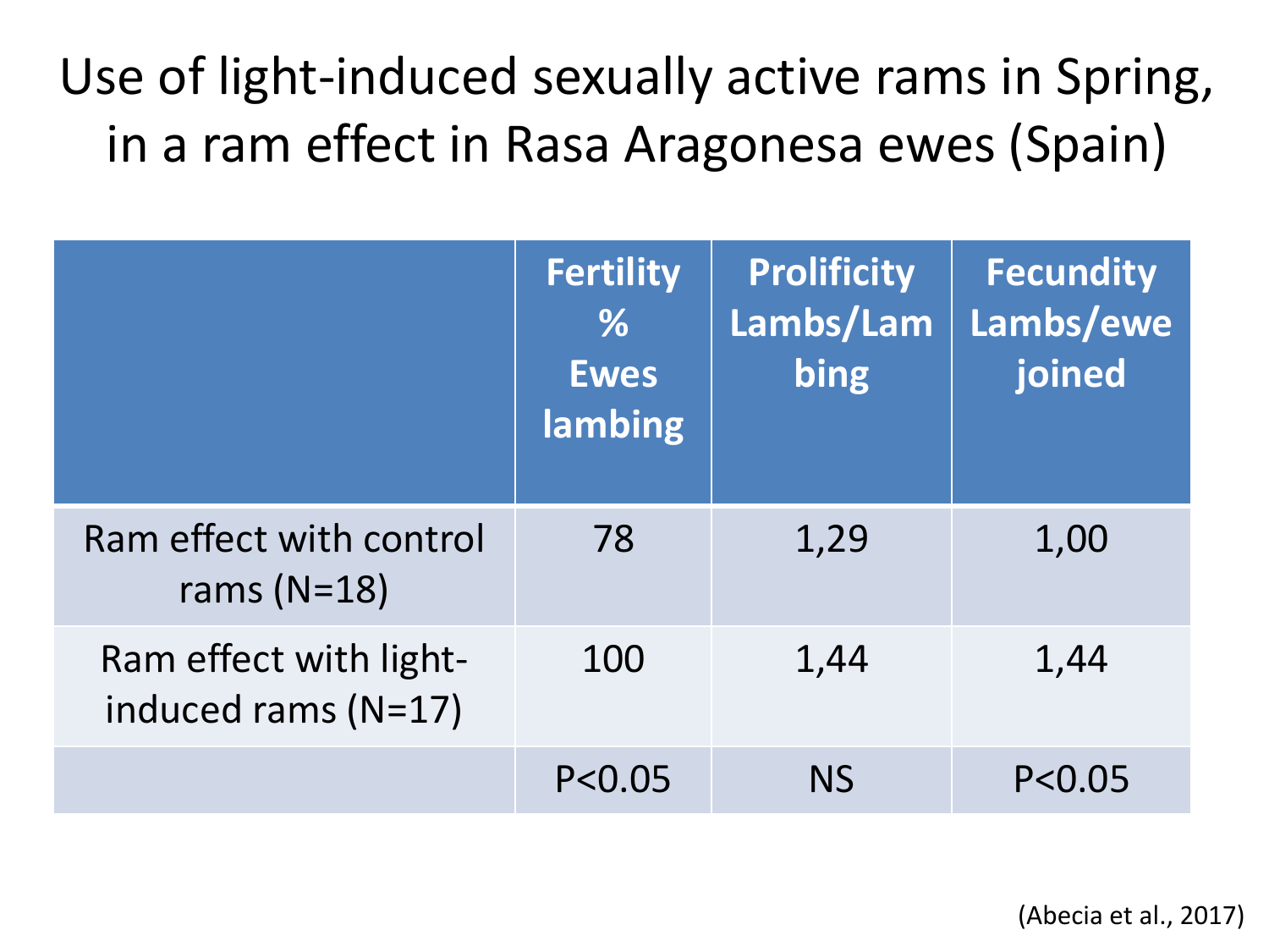# Use of light-induced sexually active rams in Spring, in a ram effect in Rasa Aragonesa ewes (Spain)

| | Fertility % Ewes lambing | Prolificity Lambs/Lambing | Fecundity Lambs/ewe joined |
|---|---|---|---|
| Ram effect with control rams (N=18) | 78 | 1,29 | 1,00 |
| Ram effect with light-induced rams (N=17) | 100 | 1,44 | 1,44 |
| | $P<0.05$ | NS | $P<0.05$ |

(Abecia et al., 2017)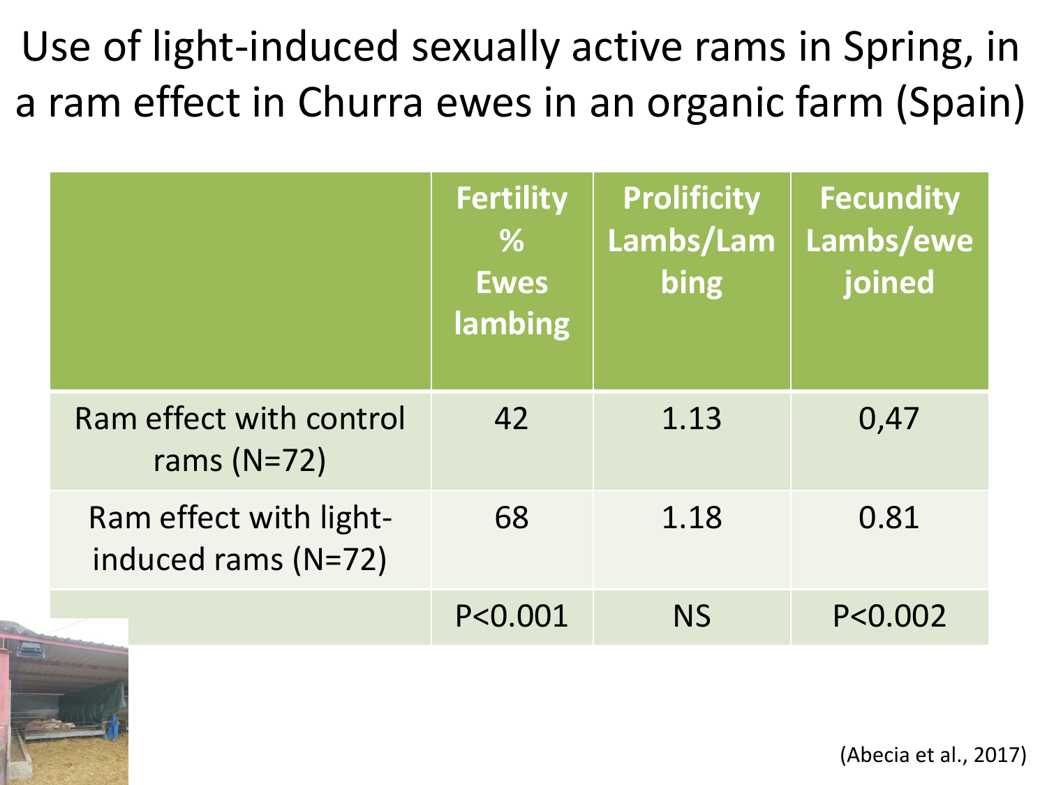# Use of light-induced sexually active rams in Spring, in a ram effect in Churra ewes in an organic farm (Spain)

| | Fertility % Ewes lambing | Prolificity Lambs/Lambing | Fecundity Lambs/ewe joined |
|---|---|---|---|
| Ram effect with control rams (N=72) | 42 | 1.13 | 0,47 |
| Ram effect with light-induced rams (N=72) | 68 | 1.18 | 0.81 |
| | P<0.001 | NS | P<0.002 |

(Abecia et al., 2017)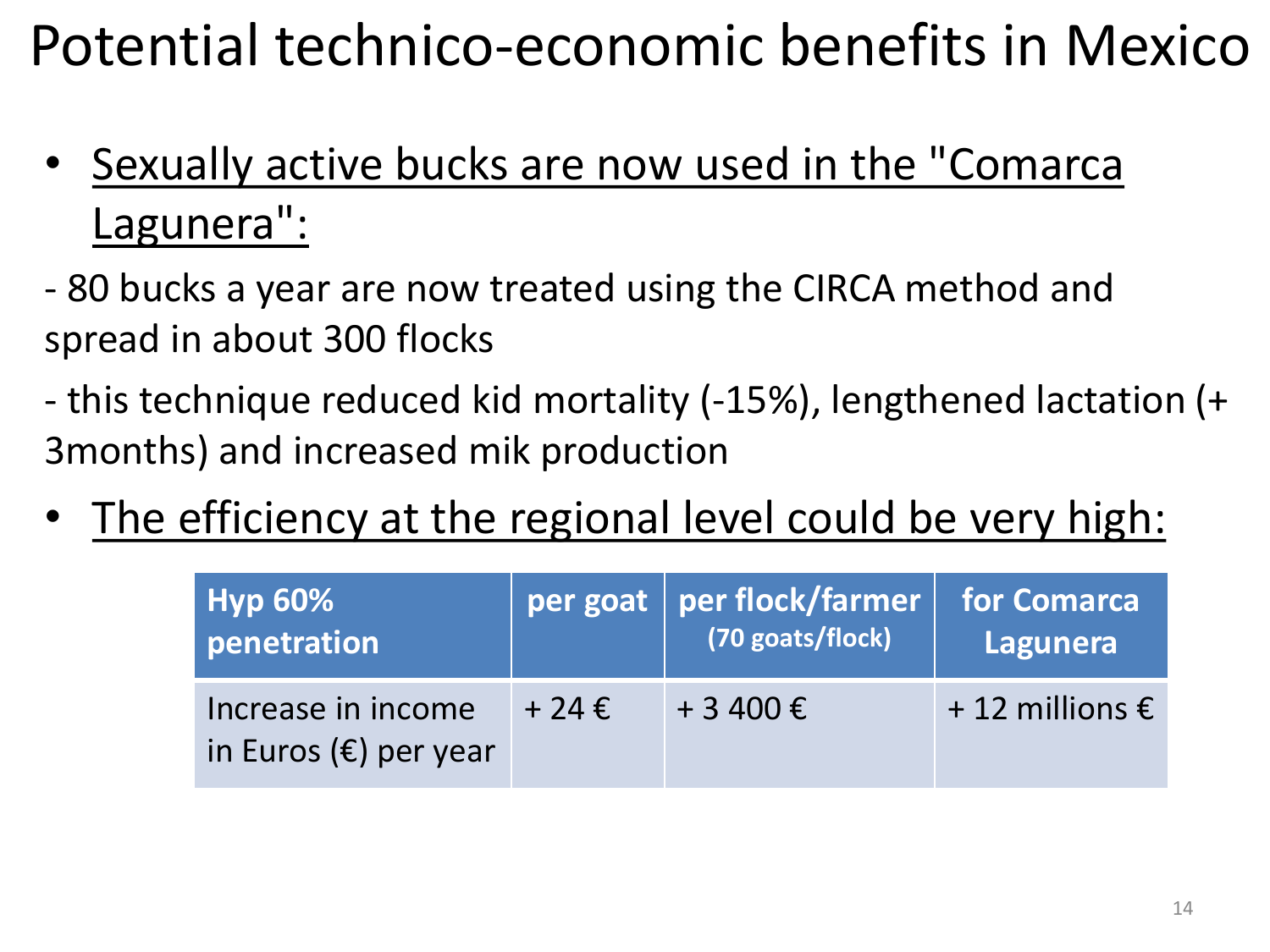# Potential technico-economic benefits in Mexico

- Sexually active bucks are now used in the "Comarca Lagunera":

- 80 bucks a year are now treated using the CIRCA method and spread in about 300 flocks

- this technique reduced kid mortality (-15%), lengthened lactation (+ 3months) and increased mik production

- The efficiency at the regional level could be very high:

| Hyp 60% penetration | per goat | per flock/farmer (70 goats/flock) | for Comarca Lagunera |
|---|---|---|---|
| Increase in income in Euros (€) per year | + 24 € | + 3 400 € | + 12 millions € |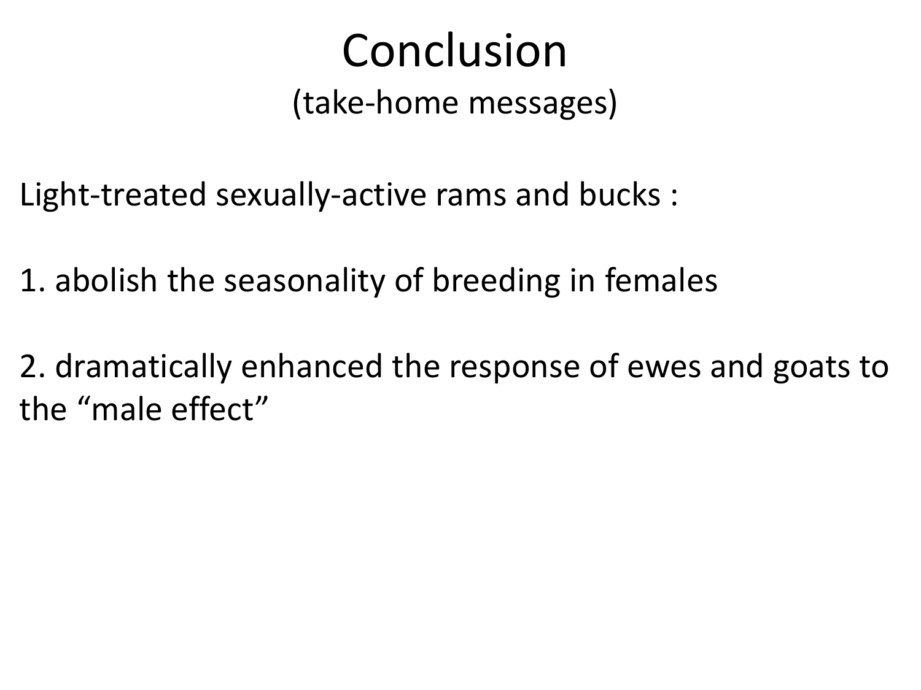# Conclusion

(take-home messages)

Light-treated sexually-active rams and bucks :

1. abolish the seasonality of breeding in females

2. dramatically enhanced the response of ewes and goats to the “male effect”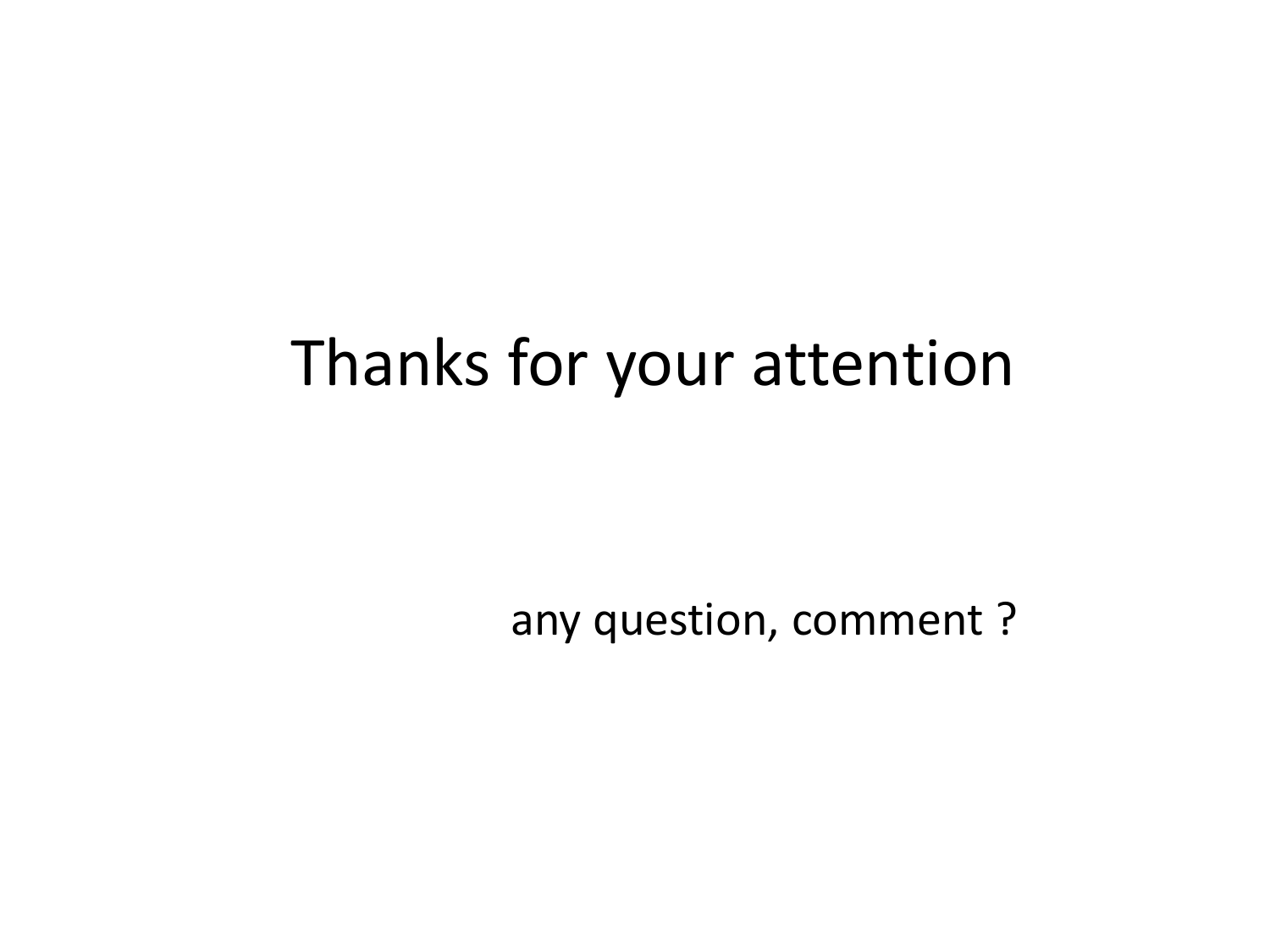# Thanks for your attention

any question, comment ?